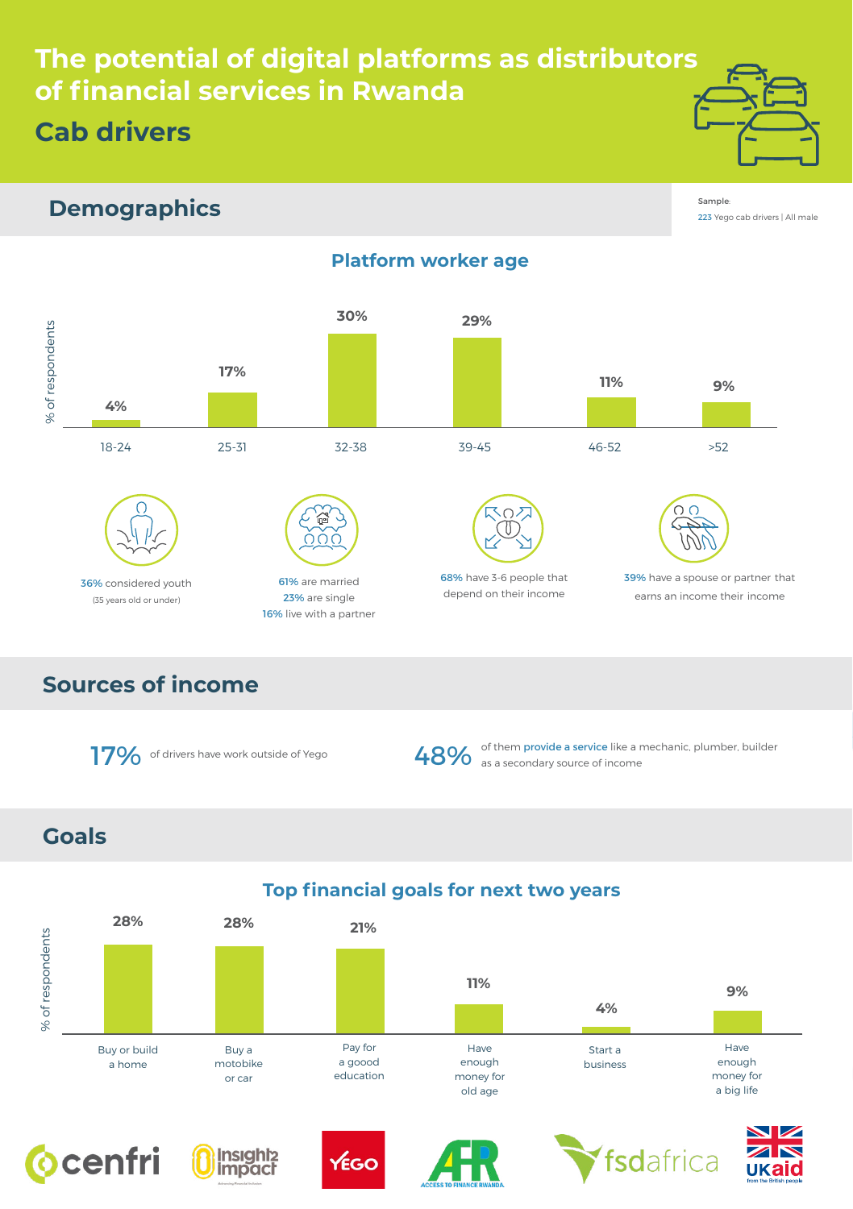# The potential of digital platforms as distributors of financial services in Rwanda

## Cab drivers

## Demographics

Sample:
223 Yego cab drivers | All male

### Platform worker age

| Age | % of respondents |
|---|---|
| 18-24 | 4% |
| 25-31 | 17% |
| 32-38 | 30% |
| 39-45 | 29% |
| 46-52 | 11% |
| >52 | 9% |

36% considered youth
(35 years old or under)

61% are married
23% are single
16% live with a partner

68% have 3-6 people that depend on their income

39% have a spouse or partner that earns an income their income

## Sources of income

**17%** of drivers have work outside of Yego

**48%** of them **provide a service** like a mechanic, plumber, builder as a secondary source of income

## Goals

### Top financial goals for next two years

| Goal | % of respondents |
|---|---|
| Buy or build a home | 28% |
| Buy a motobike or car | 28% |
| Pay for a goood education | 21% |
| Have enough money for old age | 11% |
| Start a business | 4% |
| Have enough money for a big life | 9% |

cenfri | Insight2Impact | YEGO | AFR Access to Finance Rwanda | fsdafrica | UKaid from the British people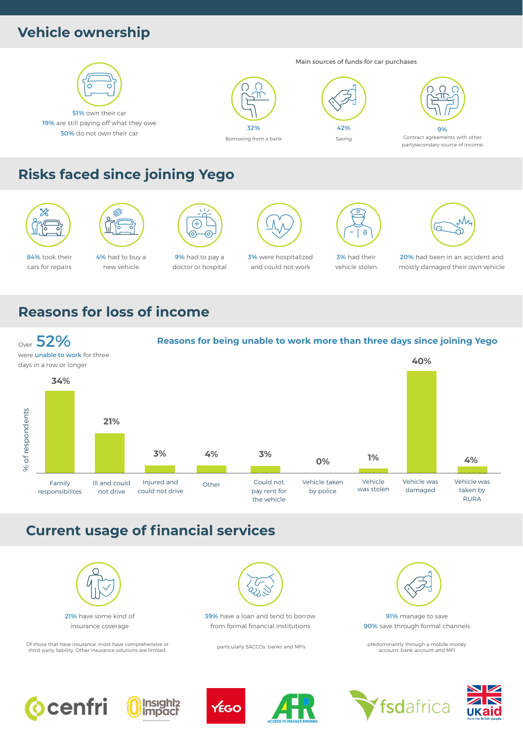## Vehicle ownership

51% own their car
19% are still paying off what they owe
30% do not own their car

Main sources of funds for car purchases

32%
Borrowing from a bank

42%
Saving

9%
Contract agreements with other partysecondary source of income

## Risks faced since joining Yego

84% took their cars for repairs

4% had to buy a new vehicle

9% had to pay a doctor or hospital

3% were hospitalized and could not work

3% had their vehicle stolen

20% had been in an accident and mostly damaged their own vehicle

## Reasons for loss of income

Over 52% were unable to work for three days in a row or longer

Reasons for being unable to work more than three days since joining Yego

% of respondents

34%
Family responsibilites

21%
Ill and could not drive

3%
Injured and could not drive

4%
Other

3%
Could not pay rent for the vehicle

0%
Vehicle taken by police

1%
Vehicle was stolen

40%
Vehicle was damaged

4%
Vehicle was taken by RURA

## Current usage of financial services

21% have some kind of insurance coverage

Of those that have insurance, most have comprehensive or third-party liability. Other insurance solutions are limited.

39% have a loan and tend to borrow from formal financial institutions

particularly SACCOs, banks and MFIs

91% manage to save
90% save through formal channels

predominantly through a mobile money account, bank account and MFI

cenfri | insight2impact | YEGO | AFR Access to Finance Rwanda | fsdafrica | UKaid from the British people